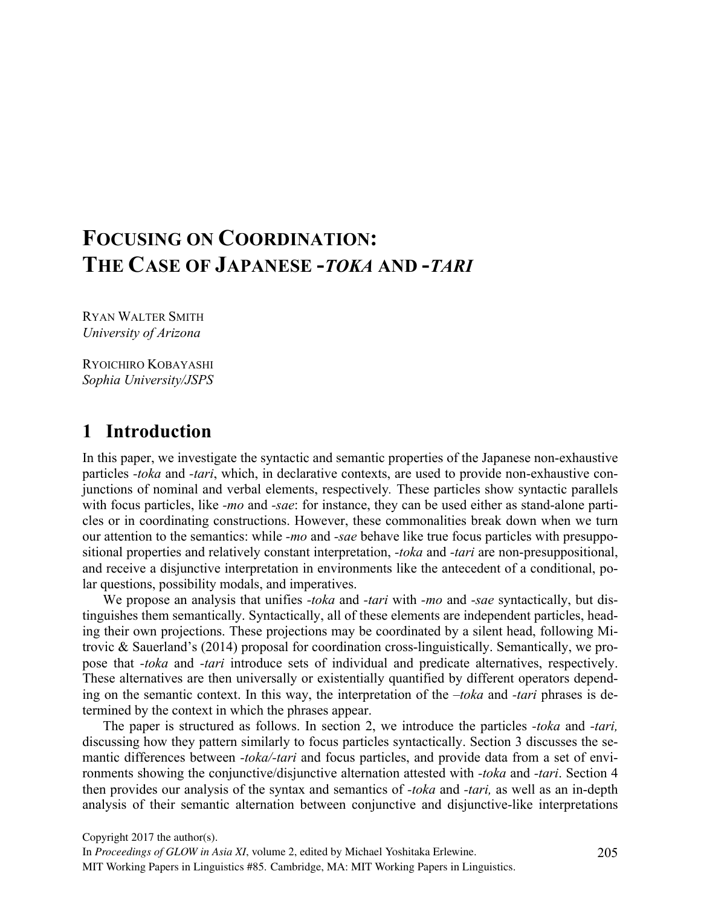# Focusing on Coordination: The Case of Japanese *-toka* and *-tari*

Ryan Walter Smith
*University of Arizona*

Ryoichiro Kobayashi
*Sophia University/JSPS*

## 1 Introduction

In this paper, we investigate the syntactic and semantic properties of the Japanese non-exhaustive particles *-toka* and *-tari*, which, in declarative contexts, are used to provide non-exhaustive conjunctions of nominal and verbal elements, respectively. These particles show syntactic parallels with focus particles, like *-mo* and *-sae*: for instance, they can be used either as stand-alone particles or in coordinating constructions. However, these commonalities break down when we turn our attention to the semantics: while *-mo* and *-sae* behave like true focus particles with presuppositional properties and relatively constant interpretation, *-toka* and *-tari* are non-presuppositional, and receive a disjunctive interpretation in environments like the antecedent of a conditional, polar questions, possibility modals, and imperatives.

We propose an analysis that unifies *-toka* and *-tari* with *-mo* and *-sae* syntactically, but distinguishes them semantically. Syntactically, all of these elements are independent particles, heading their own projections. These projections may be coordinated by a silent head, following Mitrovic & Sauerland's (2014) proposal for coordination cross-linguistically. Semantically, we propose that *-toka* and *-tari* introduce sets of individual and predicate alternatives, respectively. These alternatives are then universally or existentially quantified by different operators depending on the semantic context. In this way, the interpretation of the *–toka* and *-tari* phrases is determined by the context in which the phrases appear.

The paper is structured as follows. In section 2, we introduce the particles *-toka* and *-tari,* discussing how they pattern similarly to focus particles syntactically. Section 3 discusses the semantic differences between *-toka/-tari* and focus particles, and provide data from a set of environments showing the conjunctive/disjunctive alternation attested with *-toka* and *-tari*. Section 4 then provides our analysis of the syntax and semantics of *-toka* and *-tari,* as well as an in-depth analysis of their semantic alternation between conjunctive and disjunctive-like interpretations

Copyright 2017 the author(s).
In *Proceedings of GLOW in Asia XI*, volume 2, edited by Michael Yoshitaka Erlewine.
MIT Working Papers in Linguistics #85. Cambridge, MA: MIT Working Papers in Linguistics.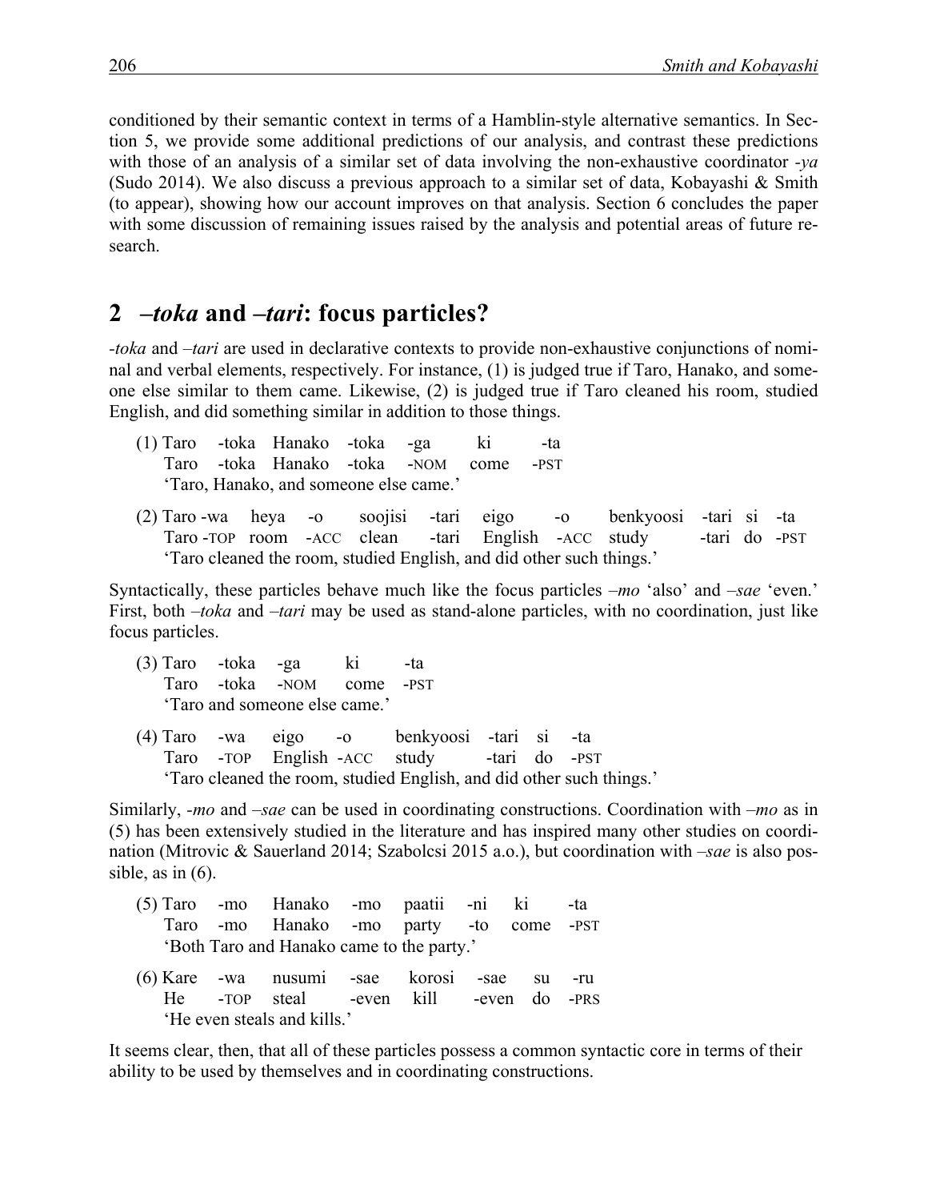conditioned by their semantic context in terms of a Hamblin-style alternative semantics. In Section 5, we provide some additional predictions of our analysis, and contrast these predictions with those of an analysis of a similar set of data involving the non-exhaustive coordinator *-ya* (Sudo 2014). We also discuss a previous approach to a similar set of data, Kobayashi & Smith (to appear), showing how our account improves on that analysis. Section 6 concludes the paper with some discussion of remaining issues raised by the analysis and potential areas of future research.

## 2 *–toka* and *–tari*: focus particles?

*-toka* and *–tari* are used in declarative contexts to provide non-exhaustive conjunctions of nominal and verbal elements, respectively. For instance, (1) is judged true if Taro, Hanako, and someone else similar to them came. Likewise, (2) is judged true if Taro cleaned his room, studied English, and did something similar in addition to those things.

(1) Taro -toka Hanako -toka -ga ki -ta
Taro -toka Hanako -toka -NOM come -PST
'Taro, Hanako, and someone else came.'

(2) Taro -wa heya -o soojisi -tari eigo -o benkyoosi -tari si -ta
Taro -TOP room -ACC clean -tari English -ACC study -tari do -PST
'Taro cleaned the room, studied English, and did other such things.'

Syntactically, these particles behave much like the focus particles *–mo* 'also' and *–sae* 'even.' First, both *–toka* and *–tari* may be used as stand-alone particles, with no coordination, just like focus particles.

(3) Taro -toka -ga ki -ta
Taro -toka -NOM come -PST
'Taro and someone else came.'

(4) Taro -wa eigo -o benkyoosi -tari si -ta
Taro -TOP English -ACC study -tari do -PST
'Taro cleaned the room, studied English, and did other such things.'

Similarly, *-mo* and *–sae* can be used in coordinating constructions. Coordination with *–mo* as in (5) has been extensively studied in the literature and has inspired many other studies on coordination (Mitrovic & Sauerland 2014; Szabolcsi 2015 a.o.), but coordination with *–sae* is also possible, as in (6).

(5) Taro -mo Hanako -mo paatii -ni ki -ta
Taro -mo Hanako -mo party -to come -PST
'Both Taro and Hanako came to the party.'

(6) Kare -wa nusumi -sae korosi -sae su -ru
He -TOP steal -even kill -even do -PRS
'He even steals and kills.'

It seems clear, then, that all of these particles possess a common syntactic core in terms of their ability to be used by themselves and in coordinating constructions.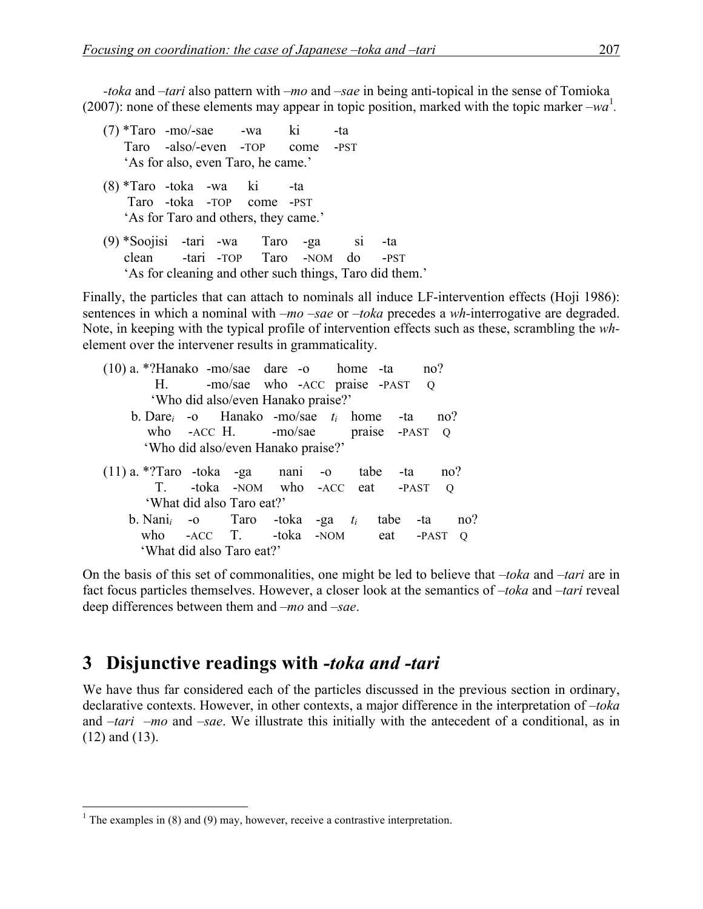*-toka* and *–tari* also pattern with *–mo* and *–sae* in being anti-topical in the sense of Tomioka (2007): none of these elements may appear in topic position, marked with the topic marker *–wa*[1].

(7) \*Taro -mo/-sae -wa ki -ta
Taro -also/-even -TOP come -PST
'As for also, even Taro, he came.'

(8) \*Taro -toka -wa ki -ta
Taro -toka -TOP come -PST
'As for Taro and others, they came.'

(9) \*Soojisi -tari -wa Taro -ga si -ta
clean -tari -TOP Taro -NOM do -PST
'As for cleaning and other such things, Taro did them.'

Finally, the particles that can attach to nominals all induce LF-intervention effects (Hoji 1986): sentences in which a nominal with *–mo –sae* or *–toka* precedes a *wh*-interrogative are degraded. Note, in keeping with the typical profile of intervention effects such as these, scrambling the *wh*-element over the intervener results in grammaticality.

(10) a. \*?Hanako -mo/sae dare -o home -ta no?
H. -mo/sae who -ACC praise -PAST Q
'Who did also/even Hanako praise?'

b. Dare$_i$ -o Hanako -mo/sae $t_i$ home -ta no?
who -ACC H. -mo/sae praise -PAST Q
'Who did also/even Hanako praise?'

(11) a. \*?Taro -toka -ga nani -o tabe -ta no?
T. -toka -NOM who -ACC eat -PAST Q
'What did also Taro eat?'

b. Nani$_i$ -o Taro -toka -ga $t_i$ tabe -ta no?
who -ACC T. -toka -NOM eat -PAST Q
'What did also Taro eat?'

On the basis of this set of commonalities, one might be led to believe that *–toka* and *–tari* are in fact focus particles themselves. However, a closer look at the semantics of *–toka* and *–tari* reveal deep differences between them and *–mo* and *–sae*.

## 3 Disjunctive readings with *-toka and -tari*

We have thus far considered each of the particles discussed in the previous section in ordinary, declarative contexts. However, in other contexts, a major difference in the interpretation of *–toka* and *–tari –mo* and *–sae*. We illustrate this initially with the antecedent of a conditional, as in (12) and (13).

[1] The examples in (8) and (9) may, however, receive a contrastive interpretation.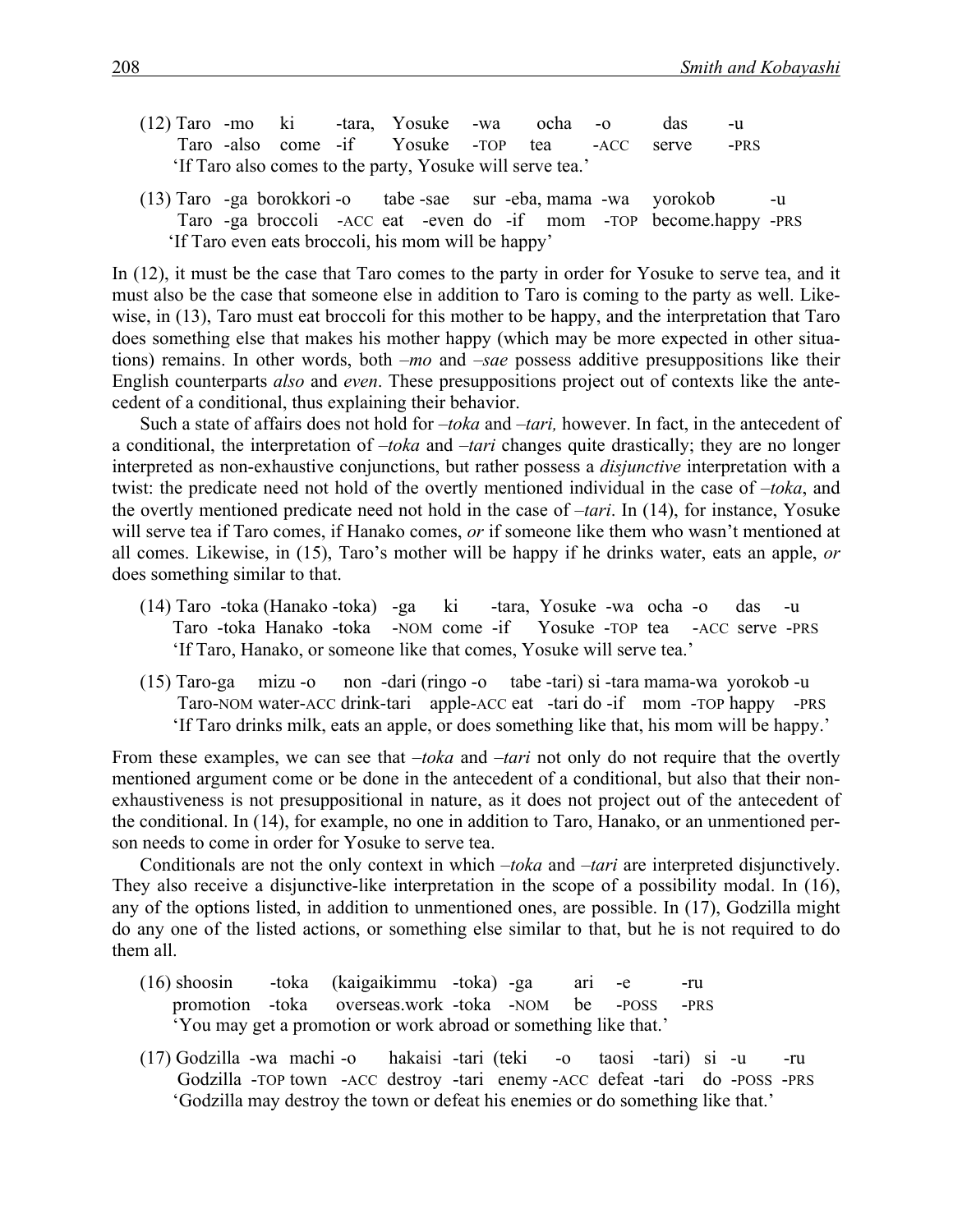(12) Taro -mo ki -tara, Yosuke -wa ocha -o das -u
     Taro -also come -if Yosuke -TOP tea -ACC serve -PRS
     'If Taro also comes to the party, Yosuke will serve tea.'

(13) Taro -ga borokkori -o tabe -sae sur -eba, mama -wa yorokob -u
     Taro -ga broccoli -ACC eat -even do -if mom -TOP become.happy -PRS
     'If Taro even eats broccoli, his mom will be happy'

In (12), it must be the case that Taro comes to the party in order for Yosuke to serve tea, and it must also be the case that someone else in addition to Taro is coming to the party as well. Likewise, in (13), Taro must eat broccoli for this mother to be happy, and the interpretation that Taro does something else that makes his mother happy (which may be more expected in other situations) remains. In other words, both *–mo* and *–sae* possess additive presuppositions like their English counterparts *also* and *even*. These presuppositions project out of contexts like the antecedent of a conditional, thus explaining their behavior.

Such a state of affairs does not hold for *–toka* and *–tari,* however. In fact, in the antecedent of a conditional, the interpretation of *–toka* and *–tari* changes quite drastically; they are no longer interpreted as non-exhaustive conjunctions, but rather possess a *disjunctive* interpretation with a twist: the predicate need not hold of the overtly mentioned individual in the case of *–toka*, and the overtly mentioned predicate need not hold in the case of *–tari*. In (14), for instance, Yosuke will serve tea if Taro comes, if Hanako comes, *or* if someone like them who wasn't mentioned at all comes. Likewise, in (15), Taro's mother will be happy if he drinks water, eats an apple, *or* does something similar to that.

(14) Taro -toka (Hanako -toka) -ga ki -tara, Yosuke -wa ocha -o das -u
     Taro -toka Hanako -toka -NOM come -if Yosuke -TOP tea -ACC serve -PRS
     'If Taro, Hanako, or someone like that comes, Yosuke will serve tea.'

(15) Taro-ga mizu -o non -dari (ringo -o tabe -tari) si -tara mama-wa yorokob -u
     Taro-NOM water-ACC drink-tari apple-ACC eat -tari do -if mom -TOP happy -PRS
     'If Taro drinks milk, eats an apple, or does something like that, his mom will be happy.'

From these examples, we can see that *–toka* and *–tari* not only do not require that the overtly mentioned argument come or be done in the antecedent of a conditional, but also that their non-exhaustiveness is not presuppositional in nature, as it does not project out of the antecedent of the conditional. In (14), for example, no one in addition to Taro, Hanako, or an unmentioned person needs to come in order for Yosuke to serve tea.

Conditionals are not the only context in which *–toka* and *–tari* are interpreted disjunctively. They also receive a disjunctive-like interpretation in the scope of a possibility modal. In (16), any of the options listed, in addition to unmentioned ones, are possible. In (17), Godzilla might do any one of the listed actions, or something else similar to that, but he is not required to do them all.

(16) shoosin -toka (kaigaikimmu -toka) -ga ari -e -ru
     promotion -toka overseas.work -toka -NOM be -POSS -PRS
     'You may get a promotion or work abroad or something like that.'

(17) Godzilla -wa machi -o hakaisi -tari (teki -o taosi -tari) si -u -ru
     Godzilla -TOP town -ACC destroy -tari enemy -ACC defeat -tari do -POSS -PRS
     'Godzilla may destroy the town or defeat his enemies or do something like that.'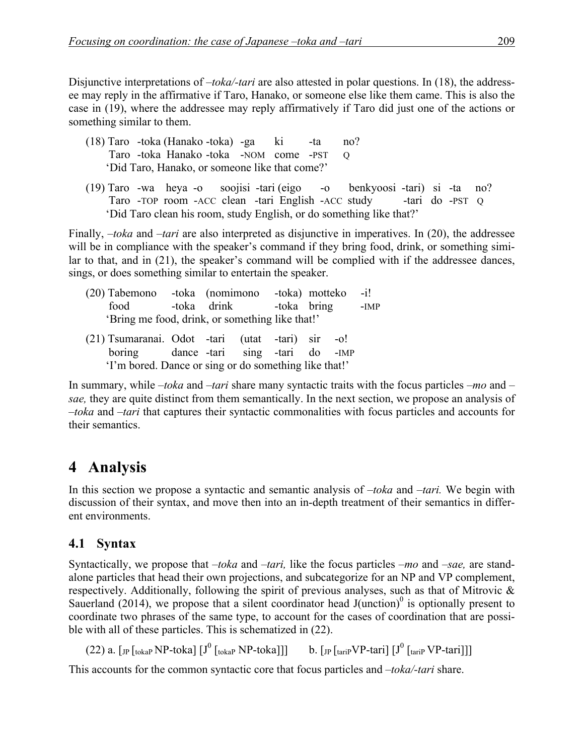Disjunctive interpretations of *–toka/-tari* are also attested in polar questions. In (18), the addressee may reply in the affirmative if Taro, Hanako, or someone else like them came. This is also the case in (19), where the addressee may reply affirmatively if Taro did just one of the actions or something similar to them.

(18) Taro -toka (Hanako -toka) -ga ki -ta no?
 Taro -toka Hanako -toka -NOM come -PST Q
 'Did Taro, Hanako, or someone like that come?'

(19) Taro -wa heya -o soojisi -tari (eigo -o benkyoosi -tari) si -ta no?
 Taro -TOP room -ACC clean -tari English -ACC study -tari do -PST Q
 'Did Taro clean his room, study English, or do something like that?'

Finally, *–toka* and *–tari* are also interpreted as disjunctive in imperatives. In (20), the addressee will be in compliance with the speaker's command if they bring food, drink, or something similar to that, and in (21), the speaker's command will be complied with if the addressee dances, sings, or does something similar to entertain the speaker.

(20) Tabemono -toka (nomimono -toka) motteko -i!
 food -toka drink -toka bring -IMP
 'Bring me food, drink, or something like that!'

(21) Tsumaranai. Odot -tari (utat -tari) sir -o!
 boring dance -tari sing -tari do -IMP
 'I'm bored. Dance or sing or do something like that!'

In summary, while *–toka* and *–tari* share many syntactic traits with the focus particles *–mo* and *–sae,* they are quite distinct from them semantically. In the next section, we propose an analysis of *–toka* and *–tari* that captures their syntactic commonalities with focus particles and accounts for their semantics.

# 4 Analysis

In this section we propose a syntactic and semantic analysis of *–toka* and *–tari.* We begin with discussion of their syntax, and move then into an in-depth treatment of their semantics in different environments.

## 4.1 Syntax

Syntactically, we propose that *–toka* and *–tari,* like the focus particles *–mo* and *–sae,* are standalone particles that head their own projections, and subcategorize for an NP and VP complement, respectively. Additionally, following the spirit of previous analyses, such as that of Mitrovic & Sauerland (2014), we propose that a silent coordinator head J(unction)$^0$ is optionally present to coordinate two phrases of the same type, to account for the cases of coordination that are possible with all of these particles. This is schematized in (22).

(22) a. [$_{JP}$ [$_{tokaP}$ NP-toka] [J$^0$ [$_{tokaP}$ NP-toka]]]  b. [$_{JP}$ [$_{tariP}$ VP-tari] [J$^0$ [$_{tariP}$ VP-tari]]]

This accounts for the common syntactic core that focus particles and *–toka/-tari* share.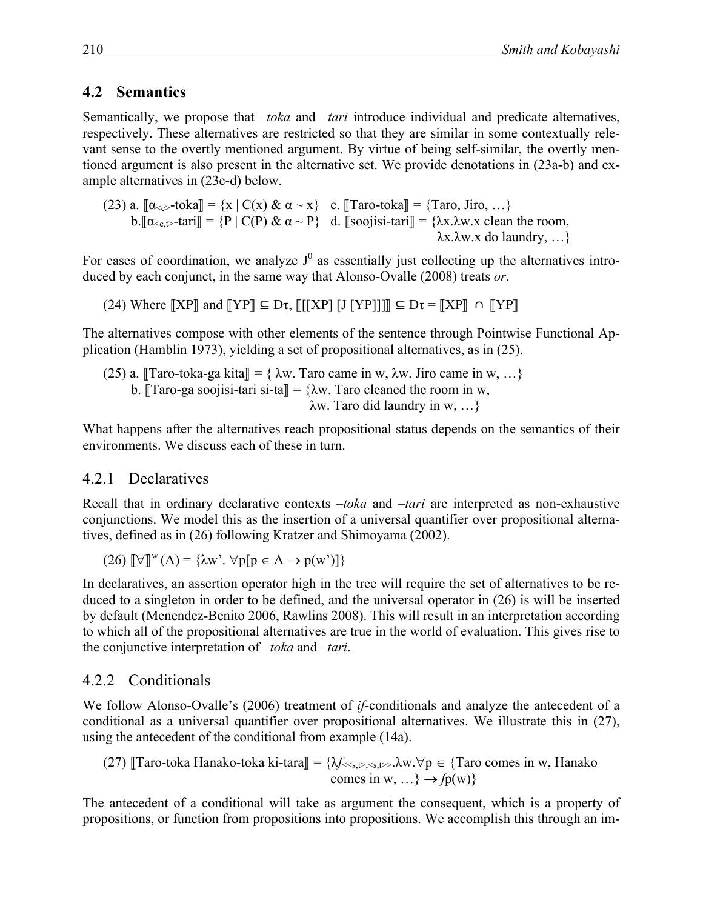## 4.2 Semantics

Semantically, we propose that *–toka* and *–tari* introduce individual and predicate alternatives, respectively. These alternatives are restricted so that they are similar in some contextually relevant sense to the overtly mentioned argument. By virtue of being self-similar, the overtly mentioned argument is also present in the alternative set. We provide denotations in (23a-b) and example alternatives in (23c-d) below.

(23) a. $[\![\alpha_{<e>}\text{-toka}]\!] = \{x \mid C(x) \;\&\; \alpha \sim x\}$ c. $[\![\text{Taro-toka}]\!] = \{\text{Taro, Jiro, …}\}$
b. $[\![\alpha_{<e,t>}\text{-tari}]\!] = \{P \mid C(P) \;\&\; \alpha \sim P\}$ d. $[\![\text{soojisi-tari}]\!] = \{\lambda x.\lambda w.x \text{ clean the room}, \lambda x.\lambda w.x \text{ do laundry}, …\}$

For cases of coordination, we analyze $J^0$ as essentially just collecting up the alternatives introduced by each conjunct, in the same way that Alonso-Ovalle (2008) treats *or*.

(24) Where $[\![XP]\!]$ and $[\![YP]\!] \subseteq D\tau$, $[\![[XP]\;[J\;[YP]]]\!] \subseteq D\tau = [\![XP]\!] \cap [\![YP]\!]$

The alternatives compose with other elements of the sentence through Pointwise Functional Application (Hamblin 1973), yielding a set of propositional alternatives, as in (25).

(25) a. $[\![\text{Taro-toka-ga kita}]\!] = \{\lambda w.\text{ Taro came in w}, \lambda w.\text{ Jiro came in w}, …\}$
b. $[\![\text{Taro-ga soojisi-tari si-ta}]\!] = \{\lambda w.\text{ Taro cleaned the room in w}, \lambda w.\text{ Taro did laundry in w}, …\}$

What happens after the alternatives reach propositional status depends on the semantics of their environments. We discuss each of these in turn.

### 4.2.1 Declaratives

Recall that in ordinary declarative contexts *–toka* and *–tari* are interpreted as non-exhaustive conjunctions. We model this as the insertion of a universal quantifier over propositional alternatives, defined as in (26) following Kratzer and Shimoyama (2002).

(26) $[\![\forall]\!]^{w}(A) = \{\lambda w'.\; \forall p[p \in A \rightarrow p(w')]\}$

In declaratives, an assertion operator high in the tree will require the set of alternatives to be reduced to a singleton in order to be defined, and the universal operator in (26) is will be inserted by default (Menendez-Benito 2006, Rawlins 2008). This will result in an interpretation according to which all of the propositional alternatives are true in the world of evaluation. This gives rise to the conjunctive interpretation of *–toka* and *–tari*.

### 4.2.2 Conditionals

We follow Alonso-Ovalle's (2006) treatment of *if*-conditionals and analyze the antecedent of a conditional as a universal quantifier over propositional alternatives. We illustrate this in (27), using the antecedent of the conditional from example (14a).

(27) $[\![\text{Taro-toka Hanako-toka ki-tara}]\!] = \{\lambda f_{<<s,t>,<s,t>>}.\lambda w.\forall p \in \{\text{Taro comes in w, Hanako comes in w, …}\} \rightarrow fp(w)\}$

The antecedent of a conditional will take as argument the consequent, which is a property of propositions, or function from propositions into propositions. We accomplish this through an im-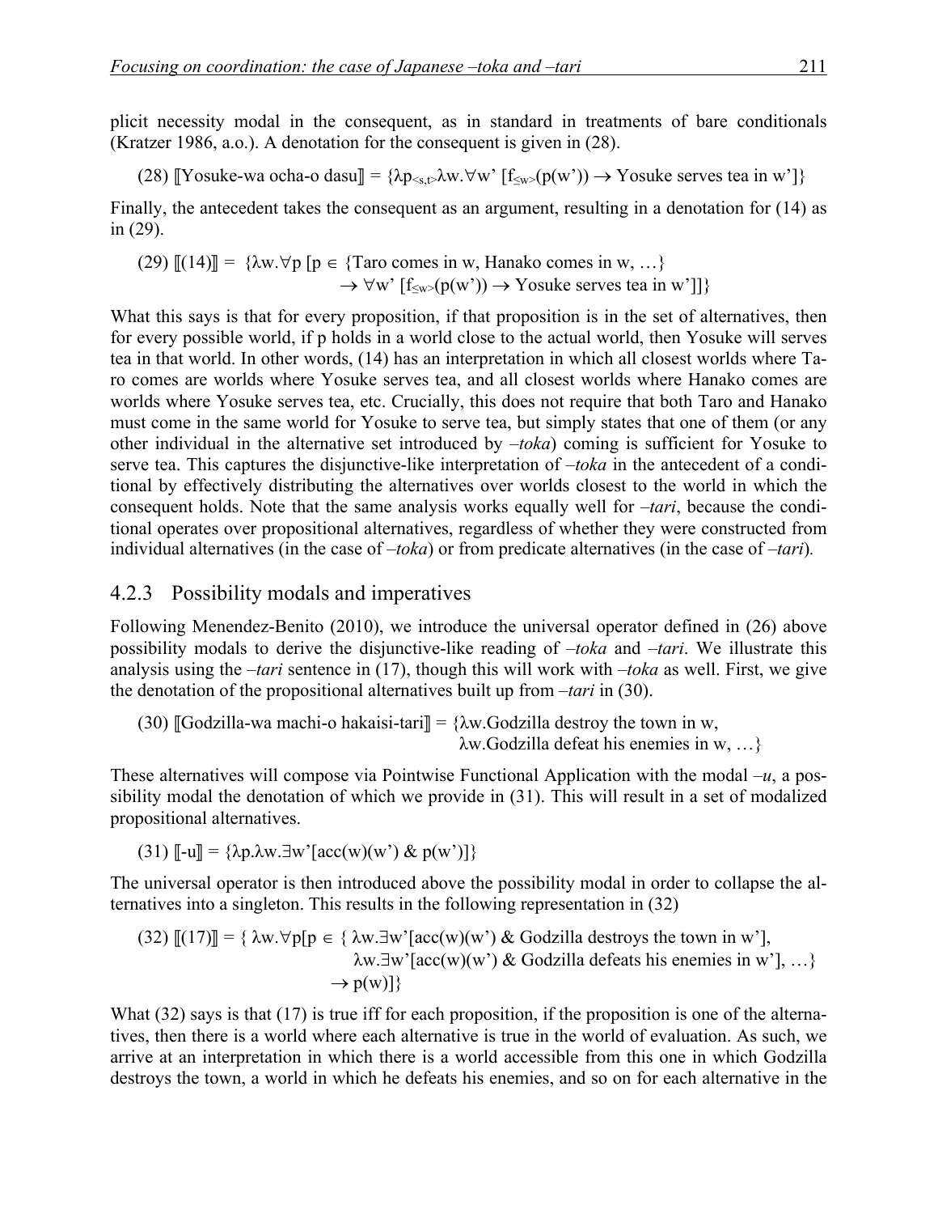plicit necessity modal in the consequent, as in standard in treatments of bare conditionals (Kratzer 1986, a.o.). A denotation for the consequent is given in (28).

(28) $[\![$Yosuke-wa ocha-o dasu$]\!]$ = $\{\lambda p_{<s,t>}\lambda w.\forall w'\ [f_{\leq w>}(p(w')) \rightarrow$ Yosuke serves tea in w'$]\}$

Finally, the antecedent takes the consequent as an argument, resulting in a denotation for (14) as in (29).

(29) $[\![(14)]\!]$ = $\{\lambda w.\forall p\ [p \in \{$Taro comes in w, Hanako comes in w, …$\}$
$\rightarrow \forall w'\ [f_{\leq w>}(p(w')) \rightarrow$ Yosuke serves tea in w'$]]\}$

What this says is that for every proposition, if that proposition is in the set of alternatives, then for every possible world, if p holds in a world close to the actual world, then Yosuke will serves tea in that world. In other words, (14) has an interpretation in which all closest worlds where Taro comes are worlds where Yosuke serves tea, and all closest worlds where Hanako comes are worlds where Yosuke serves tea, etc. Crucially, this does not require that both Taro and Hanako must come in the same world for Yosuke to serve tea, but simply states that one of them (or any other individual in the alternative set introduced by *–toka*) coming is sufficient for Yosuke to serve tea. This captures the disjunctive-like interpretation of *–toka* in the antecedent of a conditional by effectively distributing the alternatives over worlds closest to the world in which the consequent holds. Note that the same analysis works equally well for *–tari*, because the conditional operates over propositional alternatives, regardless of whether they were constructed from individual alternatives (in the case of *–toka*) or from predicate alternatives (in the case of *–tari*).

### 4.2.3 Possibility modals and imperatives

Following Menendez-Benito (2010), we introduce the universal operator defined in (26) above possibility modals to derive the disjunctive-like reading of *–toka* and *–tari*. We illustrate this analysis using the *–tari* sentence in (17), though this will work with *–toka* as well. First, we give the denotation of the propositional alternatives built up from *–tari* in (30).

(30) $[\![$Godzilla-wa machi-o hakaisi-tari$]\!]$ = $\{\lambda w.$Godzilla destroy the town in w,
$\lambda w.$Godzilla defeat his enemies in w, …$\}$

These alternatives will compose via Pointwise Functional Application with the modal *–u*, a possibility modal the denotation of which we provide in (31). This will result in a set of modalized propositional alternatives.

(31) $[\![$-u$]\!]$ = $\{\lambda p.\lambda w.\exists w'[acc(w)(w')\ \&\ p(w')]\}$

The universal operator is then introduced above the possibility modal in order to collapse the alternatives into a singleton. This results in the following representation in (32)

(32) $[\![(17)]\!]$ = $\{\ \lambda w.\forall p[p \in \{\ \lambda w.\exists w'[acc(w)(w')\ \&$ Godzilla destroys the town in w'$]$,
$\lambda w.\exists w'[acc(w)(w')\ \&$ Godzilla defeats his enemies in w'$]$, …$\}$
$\rightarrow p(w)]\}$

What (32) says is that (17) is true iff for each proposition, if the proposition is one of the alternatives, then there is a world where each alternative is true in the world of evaluation. As such, we arrive at an interpretation in which there is a world accessible from this one in which Godzilla destroys the town, a world in which he defeats his enemies, and so on for each alternative in the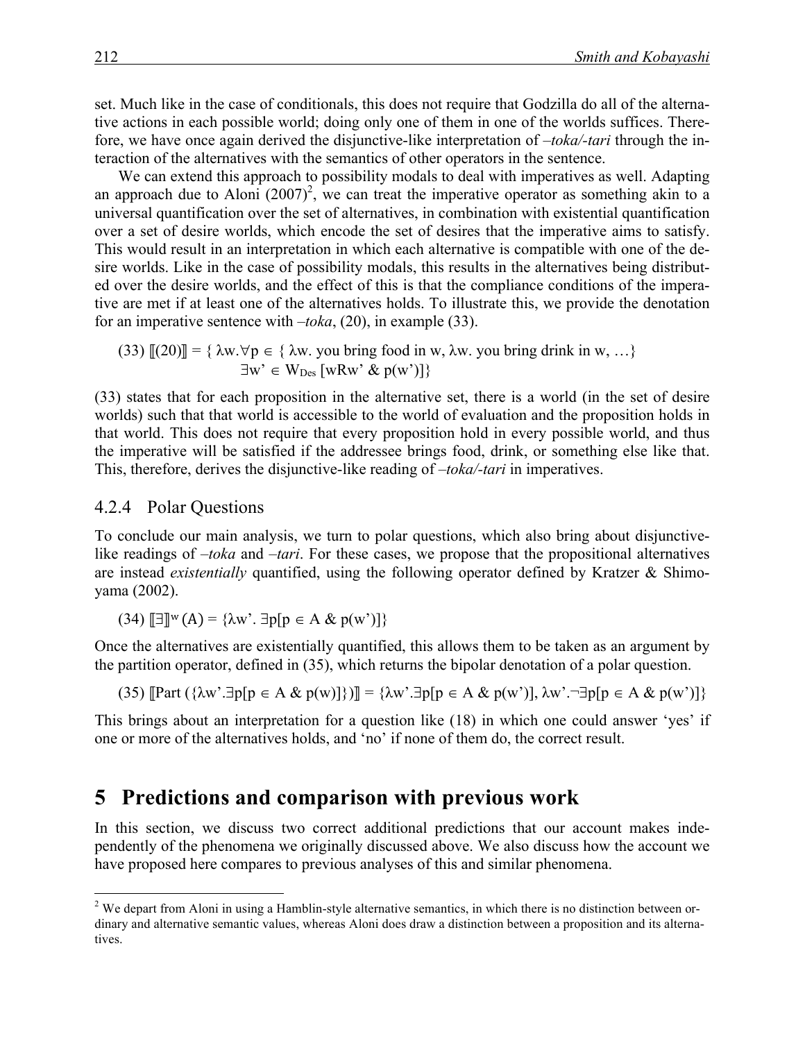set. Much like in the case of conditionals, this does not require that Godzilla do all of the alternative actions in each possible world; doing only one of them in one of the worlds suffices. Therefore, we have once again derived the disjunctive-like interpretation of *–toka/-tari* through the interaction of the alternatives with the semantics of other operators in the sentence.

We can extend this approach to possibility modals to deal with imperatives as well. Adapting an approach due to Aloni (2007)[2], we can treat the imperative operator as something akin to a universal quantification over the set of alternatives, in combination with existential quantification over a set of desire worlds, which encode the set of desires that the imperative aims to satisfy. This would result in an interpretation in which each alternative is compatible with one of the desire worlds. Like in the case of possibility modals, this results in the alternatives being distributed over the desire worlds, and the effect of this is that the compliance conditions of the imperative are met if at least one of the alternatives holds. To illustrate this, we provide the denotation for an imperative sentence with *–toka*, (20), in example (33).

(33) $[\![(20)]\!] = \{ \lambda w.\forall p \in \{ \lambda w.\text{ you bring food in } w, \lambda w.\text{ you bring drink in } w, \ldots\}$
$\exists w' \in W_{Des}\,[wRw' \;\&\; p(w')]\}$

(33) states that for each proposition in the alternative set, there is a world (in the set of desire worlds) such that that world is accessible to the world of evaluation and the proposition holds in that world. This does not require that every proposition hold in every possible world, and thus the imperative will be satisfied if the addressee brings food, drink, or something else like that. This, therefore, derives the disjunctive-like reading of *–toka/-tari* in imperatives.

### 4.2.4 Polar Questions

To conclude our main analysis, we turn to polar questions, which also bring about disjunctive-like readings of *–toka* and *–tari*. For these cases, we propose that the propositional alternatives are instead *existentially* quantified, using the following operator defined by Kratzer & Shimoyama (2002).

(34) $[\![\exists]\!]^w(A) = \{\lambda w'.\ \exists p[p \in A \;\&\; p(w')]\}$

Once the alternatives are existentially quantified, this allows them to be taken as an argument by the partition operator, defined in (35), which returns the bipolar denotation of a polar question.

(35) $[\![\text{Part}\,(\{\lambda w'.\exists p[p \in A \;\&\; p(w)]\})]\!] = \{\lambda w'.\exists p[p \in A \;\&\; p(w')], \lambda w'.\neg\exists p[p \in A \;\&\; p(w')]\}$

This brings about an interpretation for a question like (18) in which one could answer 'yes' if one or more of the alternatives holds, and 'no' if none of them do, the correct result.

## 5 Predictions and comparison with previous work

In this section, we discuss two correct additional predictions that our account makes independently of the phenomena we originally discussed above. We also discuss how the account we have proposed here compares to previous analyses of this and similar phenomena.

[2] We depart from Aloni in using a Hamblin-style alternative semantics, in which there is no distinction between ordinary and alternative semantic values, whereas Aloni does draw a distinction between a proposition and its alternatives.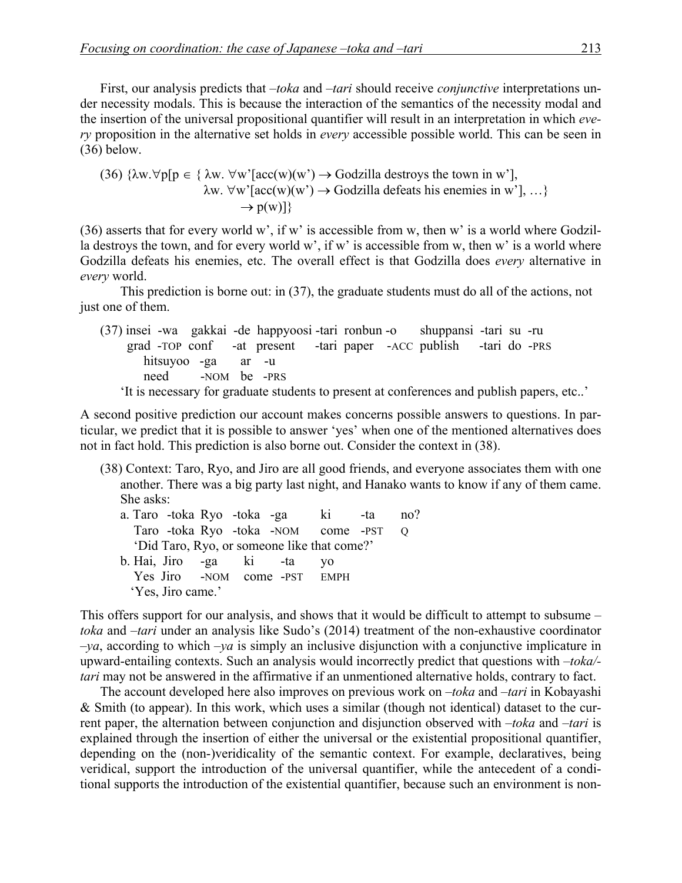First, our analysis predicts that *–toka* and *–tari* should receive *conjunctive* interpretations under necessity modals. This is because the interaction of the semantics of the necessity modal and the insertion of the universal propositional quantifier will result in an interpretation in which *every* proposition in the alternative set holds in *every* accessible possible world. This can be seen in (36) below.

(36) $\{\lambda w.\forall p[p \in \{ \lambda w.\ \forall w'[acc(w)(w') \rightarrow \text{Godzilla destroys the town in } w'],$
$\lambda w.\ \forall w'[acc(w)(w') \rightarrow \text{Godzilla defeats his enemies in } w'], \ldots\}$
$\rightarrow p(w)]\}$

(36) asserts that for every world w', if w' is accessible from w, then w' is a world where Godzilla destroys the town, and for every world w', if w' is accessible from w, then w' is a world where Godzilla defeats his enemies, etc. The overall effect is that Godzilla does *every* alternative in *every* world.

This prediction is borne out: in (37), the graduate students must do all of the actions, not just one of them.

(37) insei -wa gakkai -de happyoosi -tari ronbun -o shuppansi -tari su -ru
grad -TOP conf -at present -tari paper -ACC publish -tari do -PRS
hitsuyoo -ga ar -u
need -NOM be -PRS
'It is necessary for graduate students to present at conferences and publish papers, etc..'

A second positive prediction our account makes concerns possible answers to questions. In particular, we predict that it is possible to answer 'yes' when one of the mentioned alternatives does not in fact hold. This prediction is also borne out. Consider the context in (38).

(38) Context: Taro, Ryo, and Jiro are all good friends, and everyone associates them with one another. There was a big party last night, and Hanako wants to know if any of them came. She asks:

a. Taro -toka Ryo -toka -ga ki -ta no?
Taro -toka Ryo -toka -NOM come -PST Q
'Did Taro, Ryo, or someone like that come?'

b. Hai, Jiro -ga ki -ta yo
Yes Jiro -NOM come -PST EMPH
'Yes, Jiro came.'

This offers support for our analysis, and shows that it would be difficult to attempt to subsume *–toka* and *–tari* under an analysis like Sudo's (2014) treatment of the non-exhaustive coordinator *–ya*, according to which *–ya* is simply an inclusive disjunction with a conjunctive implicature in upward-entailing contexts. Such an analysis would incorrectly predict that questions with *–toka/-tari* may not be answered in the affirmative if an unmentioned alternative holds, contrary to fact.

The account developed here also improves on previous work on *–toka* and *–tari* in Kobayashi & Smith (to appear). In this work, which uses a similar (though not identical) dataset to the current paper, the alternation between conjunction and disjunction observed with *–toka* and *–tari* is explained through the insertion of either the universal or the existential propositional quantifier, depending on the (non-)veridicality of the semantic context. For example, declaratives, being veridical, support the introduction of the universal quantifier, while the antecedent of a conditional supports the introduction of the existential quantifier, because such an environment is non-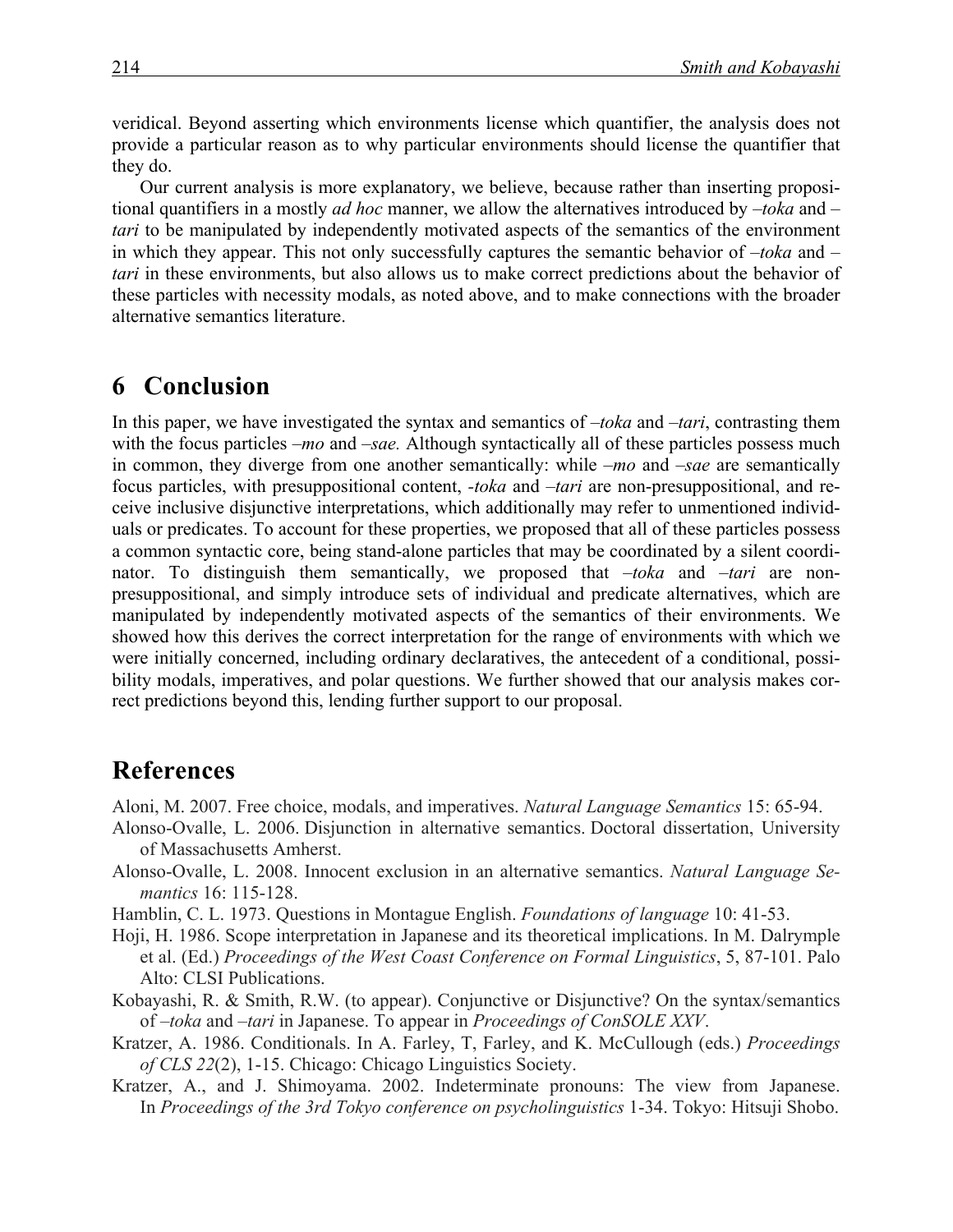veridical. Beyond asserting which environments license which quantifier, the analysis does not provide a particular reason as to why particular environments should license the quantifier that they do.

Our current analysis is more explanatory, we believe, because rather than inserting propositional quantifiers in a mostly *ad hoc* manner, we allow the alternatives introduced by *–toka* and *–tari* to be manipulated by independently motivated aspects of the semantics of the environment in which they appear. This not only successfully captures the semantic behavior of *–toka* and *–tari* in these environments, but also allows us to make correct predictions about the behavior of these particles with necessity modals, as noted above, and to make connections with the broader alternative semantics literature.

# 6 Conclusion

In this paper, we have investigated the syntax and semantics of *–toka* and *–tari*, contrasting them with the focus particles *–mo* and *–sae.* Although syntactically all of these particles possess much in common, they diverge from one another semantically: while *–mo* and *–sae* are semantically focus particles, with presuppositional content, *-toka* and *–tari* are non-presuppositional, and receive inclusive disjunctive interpretations, which additionally may refer to unmentioned individuals or predicates. To account for these properties, we proposed that all of these particles possess a common syntactic core, being stand-alone particles that may be coordinated by a silent coordinator. To distinguish them semantically, we proposed that *–toka* and *–tari* are non-presuppositional, and simply introduce sets of individual and predicate alternatives, which are manipulated by independently motivated aspects of the semantics of their environments. We showed how this derives the correct interpretation for the range of environments with which we were initially concerned, including ordinary declaratives, the antecedent of a conditional, possibility modals, imperatives, and polar questions. We further showed that our analysis makes correct predictions beyond this, lending further support to our proposal.

# References

Aloni, M. 2007. Free choice, modals, and imperatives. *Natural Language Semantics* 15: 65-94.

Alonso-Ovalle, L. 2006. Disjunction in alternative semantics. Doctoral dissertation, University of Massachusetts Amherst.

Alonso-Ovalle, L. 2008. Innocent exclusion in an alternative semantics. *Natural Language Semantics* 16: 115-128.

Hamblin, C. L. 1973. Questions in Montague English. *Foundations of language* 10: 41-53.

Hoji, H. 1986. Scope interpretation in Japanese and its theoretical implications. In M. Dalrymple et al. (Ed.) *Proceedings of the West Coast Conference on Formal Linguistics*, 5, 87-101. Palo Alto: CLSI Publications.

Kobayashi, R. & Smith, R.W. (to appear). Conjunctive or Disjunctive? On the syntax/semantics of *–toka* and *–tari* in Japanese. To appear in *Proceedings of ConSOLE XXV*.

Kratzer, A. 1986. Conditionals. In A. Farley, T, Farley, and K. McCullough (eds.) *Proceedings of CLS 22*(2), 1-15. Chicago: Chicago Linguistics Society.

Kratzer, A., and J. Shimoyama. 2002. Indeterminate pronouns: The view from Japanese. In *Proceedings of the 3rd Tokyo conference on psycholinguistics* 1-34. Tokyo: Hitsuji Shobo.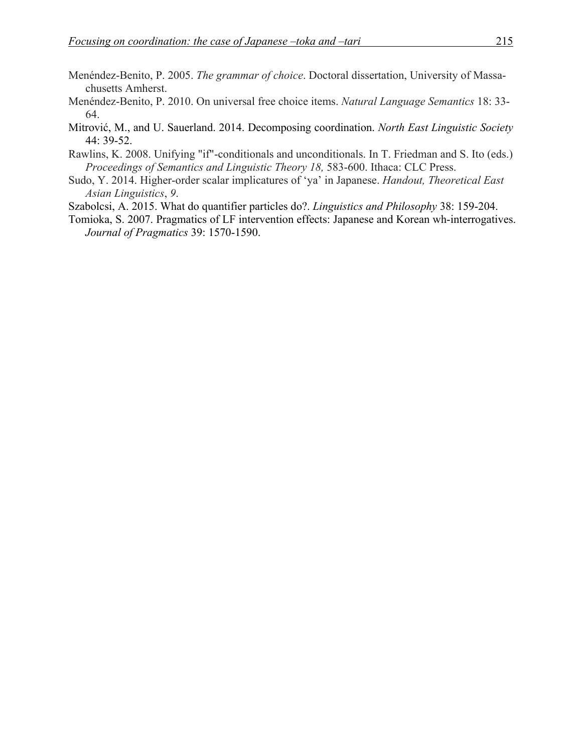Menéndez-Benito, P. 2005. *The grammar of choice*. Doctoral dissertation, University of Massachusetts Amherst.

Menéndez-Benito, P. 2010. On universal free choice items. *Natural Language Semantics* 18: 33-64.

Mitrović, M., and U. Sauerland. 2014. Decomposing coordination. *North East Linguistic Society* 44: 39-52.

Rawlins, K. 2008. Unifying "if"-conditionals and unconditionals. In T. Friedman and S. Ito (eds.) *Proceedings of Semantics and Linguistic Theory 18,* 583-600. Ithaca: CLC Press.

Sudo, Y. 2014. Higher-order scalar implicatures of 'ya' in Japanese. *Handout, Theoretical East Asian Linguistics*, *9*.

Szabolcsi, A. 2015. What do quantifier particles do?. *Linguistics and Philosophy* 38: 159-204.

Tomioka, S. 2007. Pragmatics of LF intervention effects: Japanese and Korean wh-interrogatives. *Journal of Pragmatics* 39: 1570-1590.